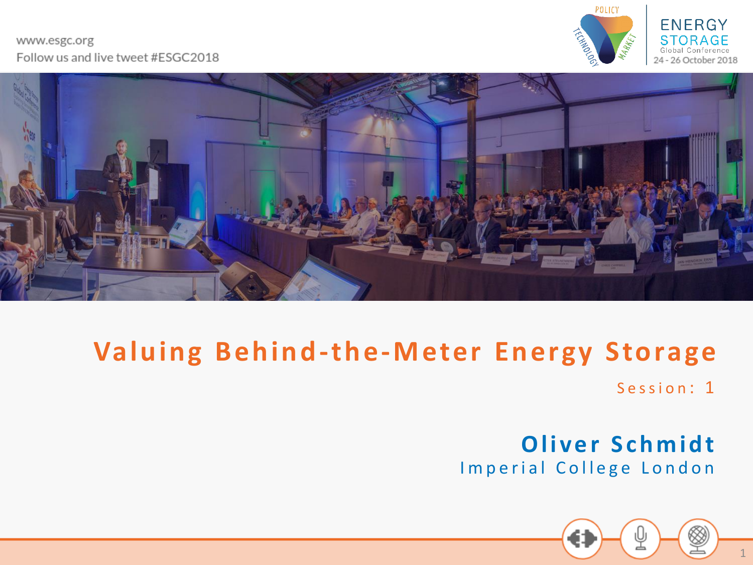www.esgc.org
Follow us and live tweet #ESGC2018

ENERGY STORAGE Global Conference
24 - 26 October 2018

# Valuing Behind-the-Meter Energy Storage

Session: 1

## Oliver Schmidt

Imperial College London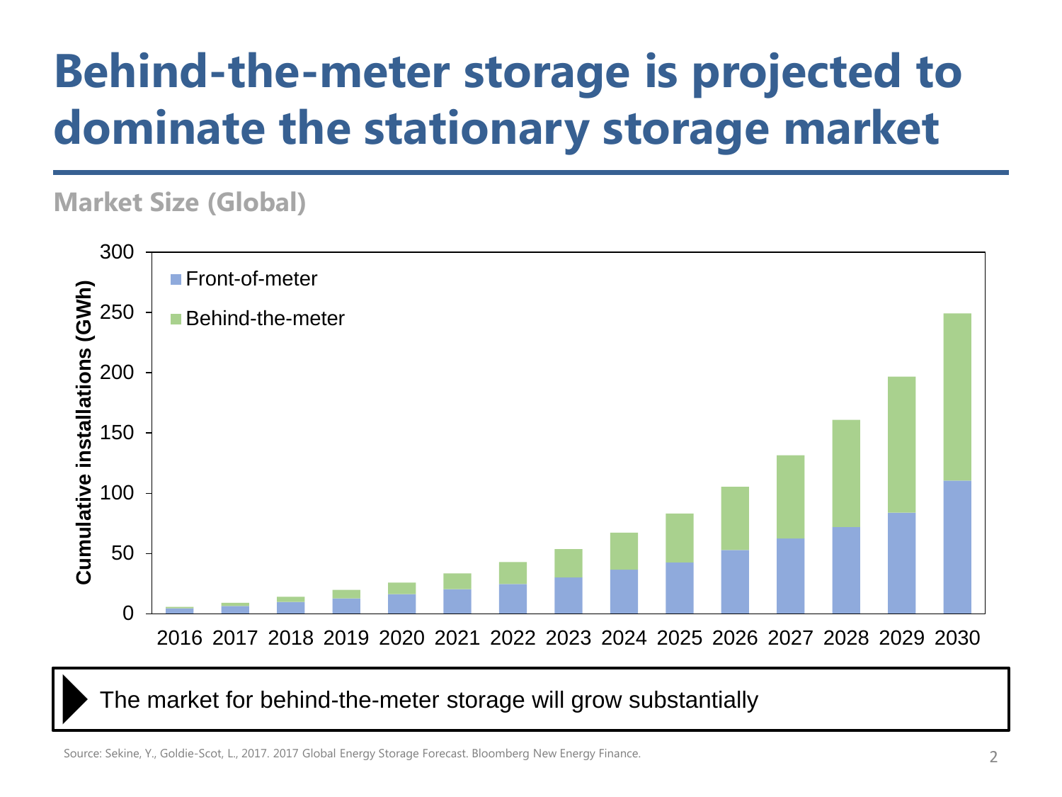# Behind-the-meter storage is projected to dominate the stationary storage market

**Market Size (Global)**

The market for behind-the-meter storage will grow substantially

Source: Sekine, Y., Goldie-Scot, L., 2017. 2017 Global Energy Storage Forecast. Bloomberg New Energy Finance.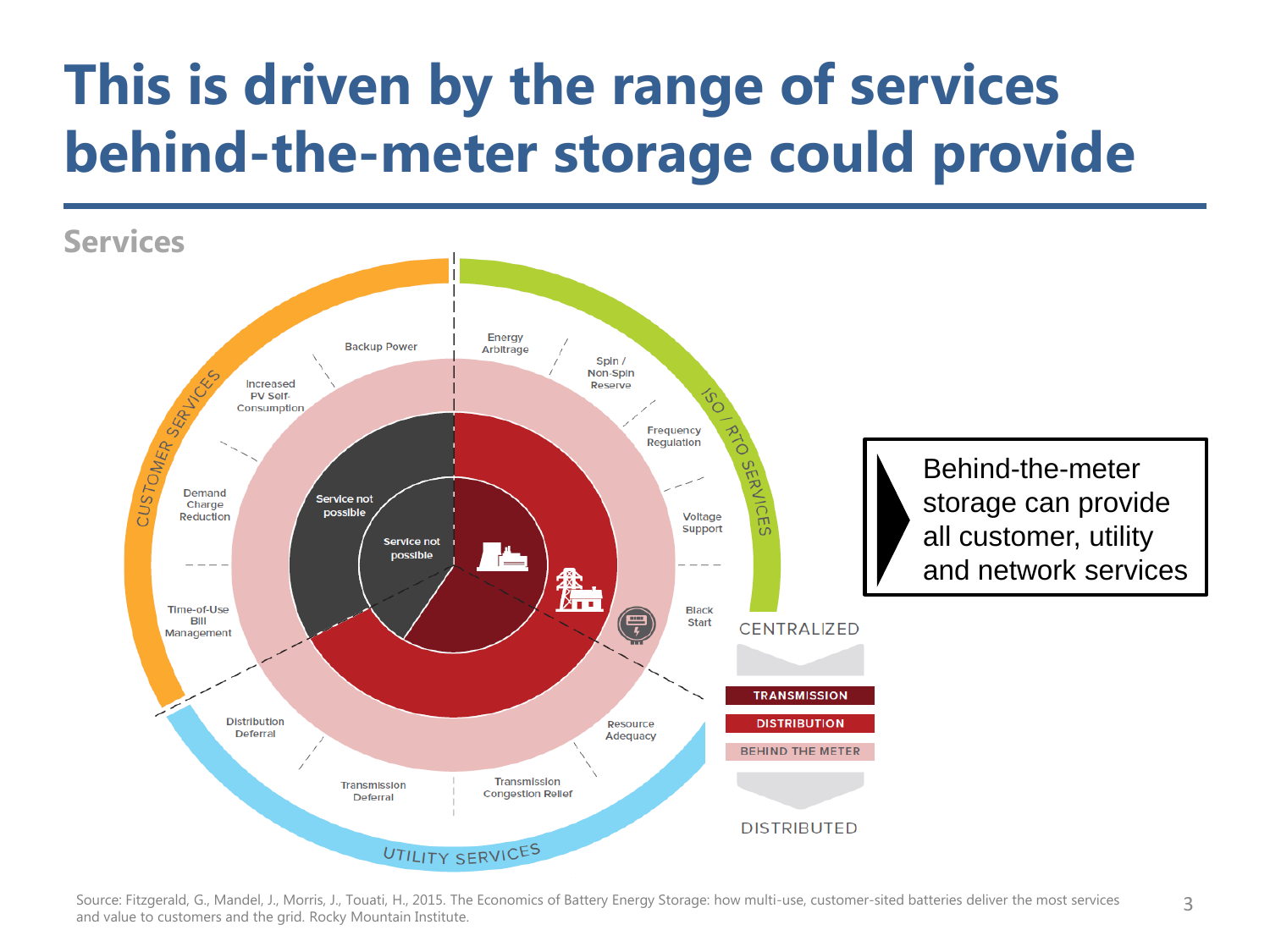# This is driven by the range of services behind-the-meter storage could provide

## Services

CUSTOMER SERVICES

Backup Power

Increased PV Self-Consumption

Demand Charge Reduction

Time-of-Use Bill Management

ISO / RTO SERVICES

Energy Arbitrage

Spin / Non-Spin Reserve

Frequency Regulation

Voltage Support

Black Start

UTILITY SERVICES

Resource Adequacy

Transmission Congestion Relief

Transmission Deferral

Distribution Deferral

Service not possible

Service not possible

CENTRALIZED

TRANSMISSION

DISTRIBUTION

BEHIND THE METER

DISTRIBUTED

Behind-the-meter storage can provide all customer, utility and network services

Source: Fitzgerald, G., Mandel, J., Morris, J., Touati, H., 2015. The Economics of Battery Energy Storage: how multi-use, customer-sited batteries deliver the most services and value to customers and the grid. Rocky Mountain Institute.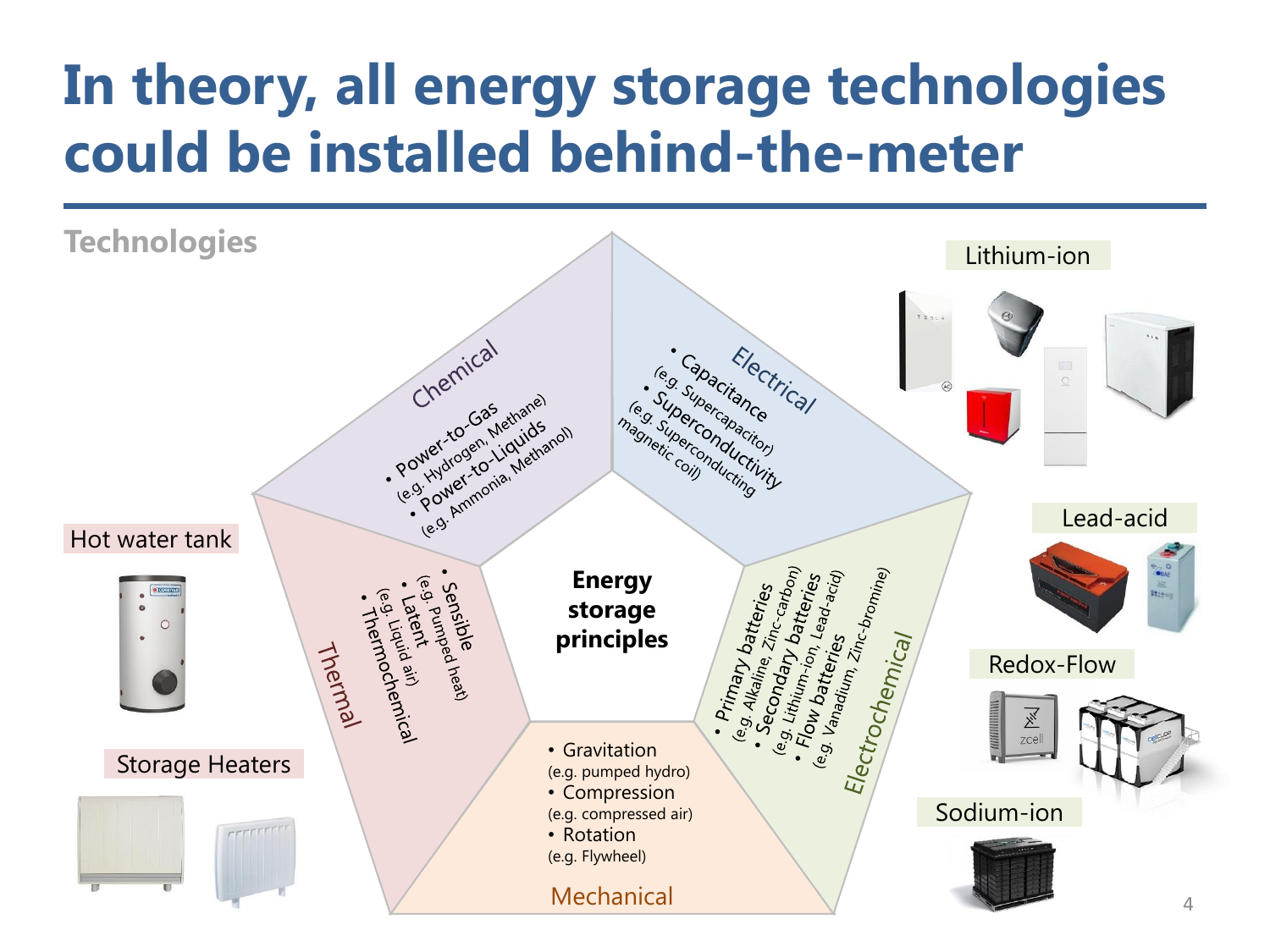# In theory, all energy storage technologies could be installed behind-the-meter

**Technologies**

**Energy storage principles**

### Chemical
- Power-to-Gas (e.g. Hydrogen, Methane)
- Power-to-Liquids (e.g. Ammonia, Methanol)

### Electrical
- Capacitance (e.g. Supercapacitor)
- Superconductivity (e.g. Superconducting magnetic coil)

### Electrochemical
- Primary batteries (e.g. Alkaline, Zinc-carbon)
- Secondary batteries (e.g. Lithium-ion, Lead-acid)
- Flow batteries (e.g. Vanadium, Zinc-bromine)

### Mechanical
- Gravitation (e.g. pumped hydro)
- Compression (e.g. compressed air)
- Rotation (e.g. Flywheel)

### Thermal
- Sensible (e.g. Pumped heat)
- Latent (e.g. Liquid air)
- Thermochemical

Hot water tank

Storage Heaters

Lithium-ion

Lead-acid

Redox-Flow

Sodium-ion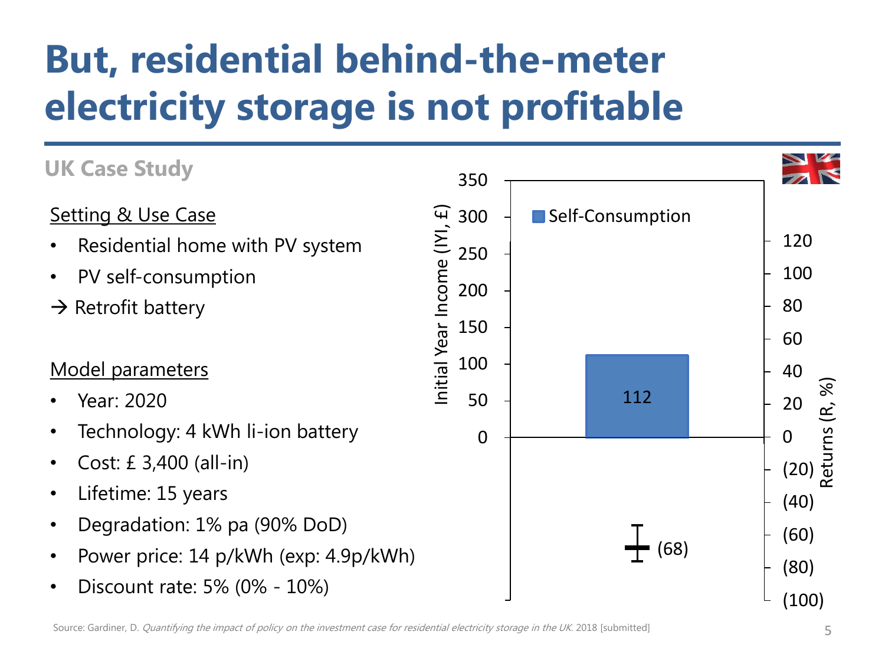# But, residential behind-the-meter electricity storage is not profitable

**UK Case Study**

<u>Setting & Use Case</u>

- Residential home with PV system
- PV self-consumption

→ Retrofit battery

<u>Model parameters</u>

- Year: 2020
- Technology: 4 kWh li-ion battery
- Cost: £ 3,400 (all-in)
- Lifetime: 15 years
- Degradation: 1% pa (90% DoD)
- Power price: 14 p/kWh (exp: 4.9p/kWh)
- Discount rate: 5% (0% - 10%)

Initial Year Income (IYI, £) | Returns (R, %)

Self-Consumption

112

(68)

Source: Gardiner, D. *Quantifying the impact of policy on the investment case for residential electricity storage in the UK.* 2018 [submitted]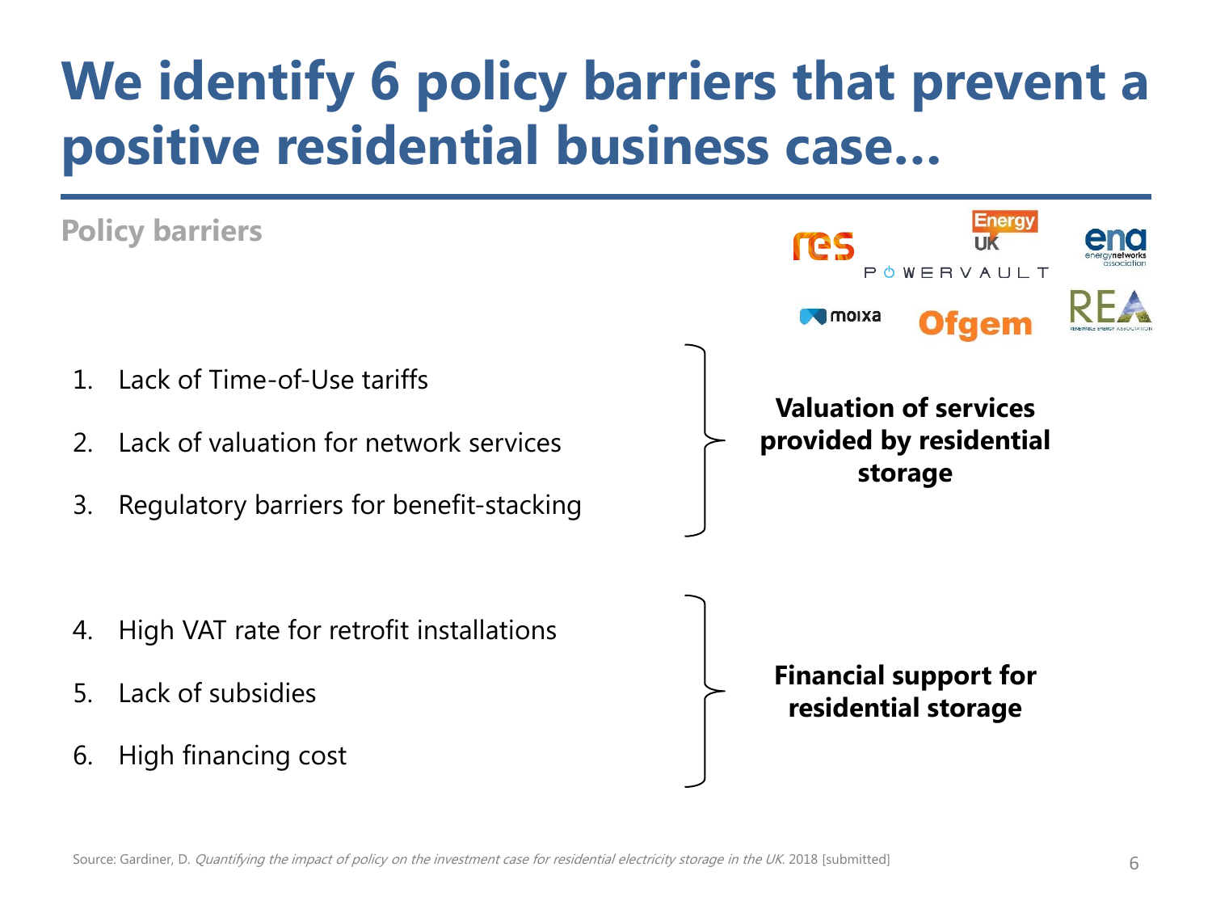# We identify 6 policy barriers that prevent a positive residential business case...

**Policy barriers**

1. Lack of Time-of-Use tariffs
2. Lack of valuation for network services
3. Regulatory barriers for benefit-stacking

**Valuation of services provided by residential storage**

4. High VAT rate for retrofit installations
5. Lack of subsidies
6. High financing cost

**Financial support for residential storage**

Source: Gardiner, D. *Quantifying the impact of policy on the investment case for residential electricity storage in the UK.* 2018 [submitted]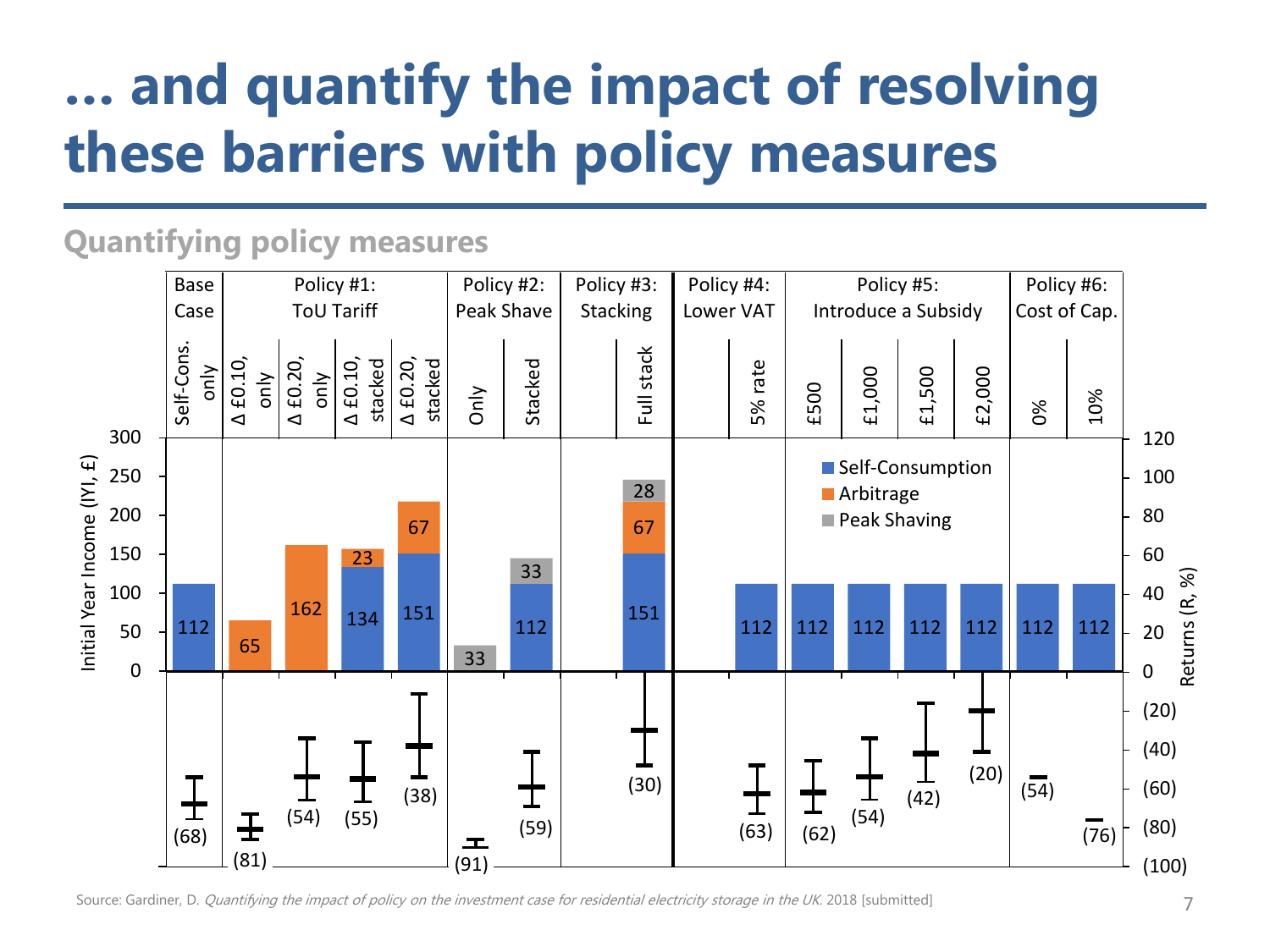# … and quantify the impact of resolving these barriers with policy measures

## Quantifying policy measures

| Policy | Scenario | Self-Consumption (IYI, £) | Arbitrage (IYI, £) | Peak Shaving (IYI, £) | Returns (R, %) |
|---|---|---|---|---|---|
| Base Case | Self-Cons. only | 112 | | | (68) |
| Policy #1: ToU Tariff | Δ £0.10, only | | 65 | | (81) |
| | Δ £0.20, only | | 162 | | (54) |
| | Δ £0.10, stacked | 134 | 23 | | (55) |
| | Δ £0.20, stacked | 151 | 67 | | (38) |
| Policy #2: Peak Shave | Only | | | 33 | (91) |
| | Stacked | 112 | | 33 | (59) |
| Policy #3: Stacking | Full stack | 151 | 67 | 28 | (30) |
| Policy #4: Lower VAT | 5% rate | 112 | | | (63) |
| Policy #5: Introduce a Subsidy | £500 | 112 | | | (62) |
| | £1,000 | 112 | | | (54) |
| | £1,500 | 112 | | | (42) |
| | £2,000 | 112 | | | (20) |
| Policy #6: Cost of Cap. | 0% | 112 | | | (54) |
| | 10% | 112 | | | (76) |

Source: Gardiner, D. *Quantifying the impact of policy on the investment case for residential electricity storage in the UK.* 2018 [submitted]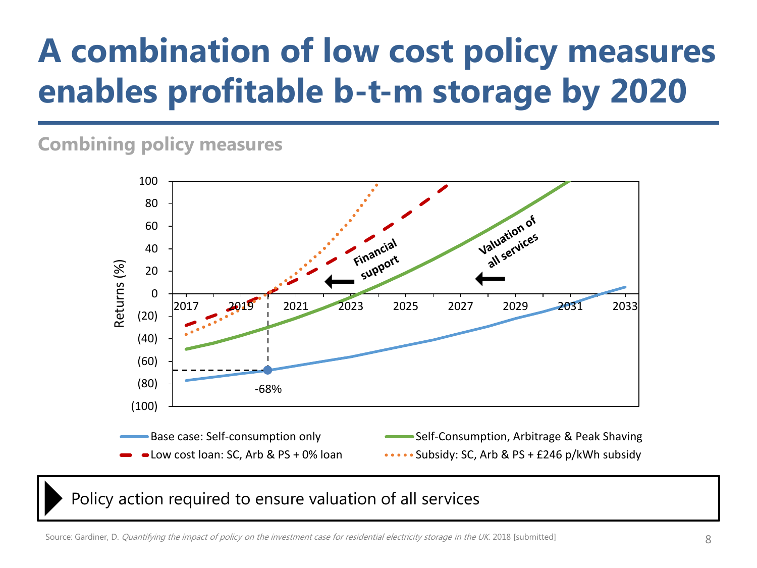# A combination of low cost policy measures enables profitable b-t-m storage by 2020

## Combining policy measures

Returns (%)

100
80
60
40
20
0
(20)
(40)
(60)
(80)
(100)

2017 2019 2021 2023 2025 2027 2029 2031 2033

Financial support

Valuation of all services

-68%

Base case: Self-consumption only

Self-Consumption, Arbitrage & Peak Shaving

Low cost loan: SC, Arb & PS + 0% loan

Subsidy: SC, Arb & PS + £246 p/kWh subsidy

Policy action required to ensure valuation of all services

Source: Gardiner, D. *Quantifying the impact of policy on the investment case for residential electricity storage in the UK.* 2018 [submitted]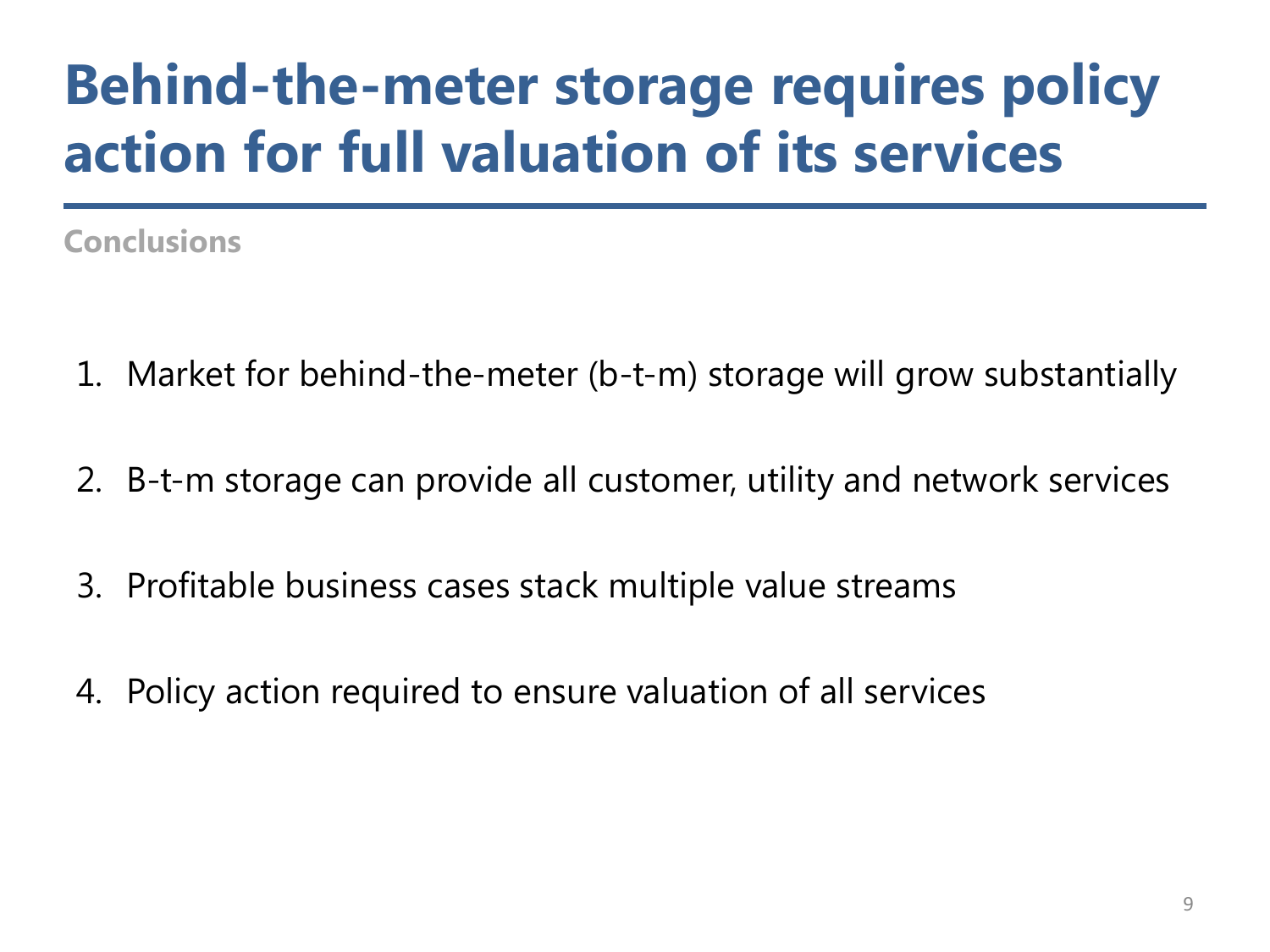# Behind-the-meter storage requires policy action for full valuation of its services

**Conclusions**

1. Market for behind-the-meter (b-t-m) storage will grow substantially

2. B-t-m storage can provide all customer, utility and network services

3. Profitable business cases stack multiple value streams

4. Policy action required to ensure valuation of all services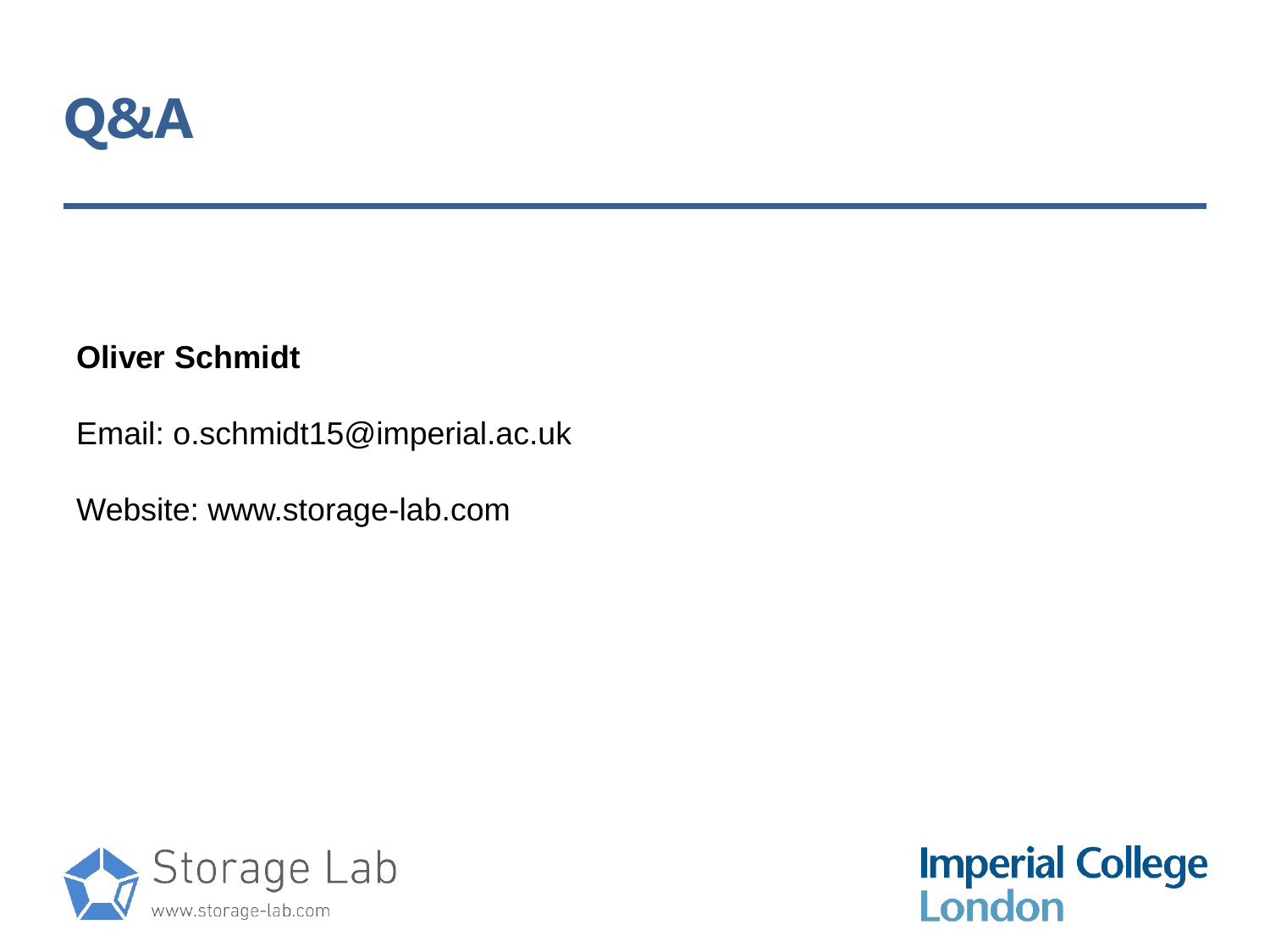# Q&A

**Oliver Schmidt**

Email: o.schmidt15@imperial.ac.uk

Website: www.storage-lab.com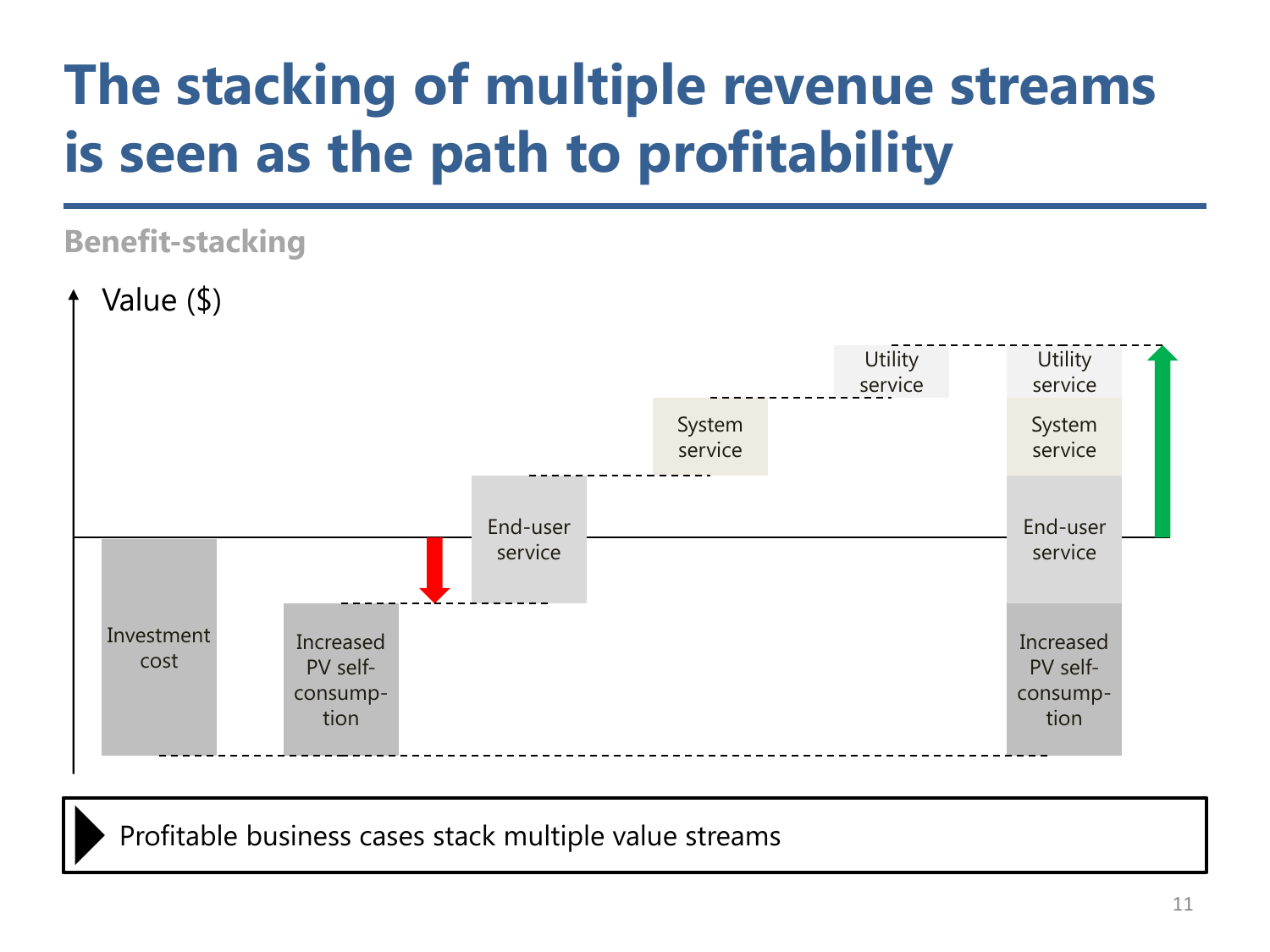# The stacking of multiple revenue streams is seen as the path to profitability

**Benefit-stacking**

Value ($)

Investment cost

Increased PV self-consump-tion

End-user service

System service

Utility service

Utility service

System service

End-user service

Increased PV self-consump-tion

Profitable business cases stack multiple value streams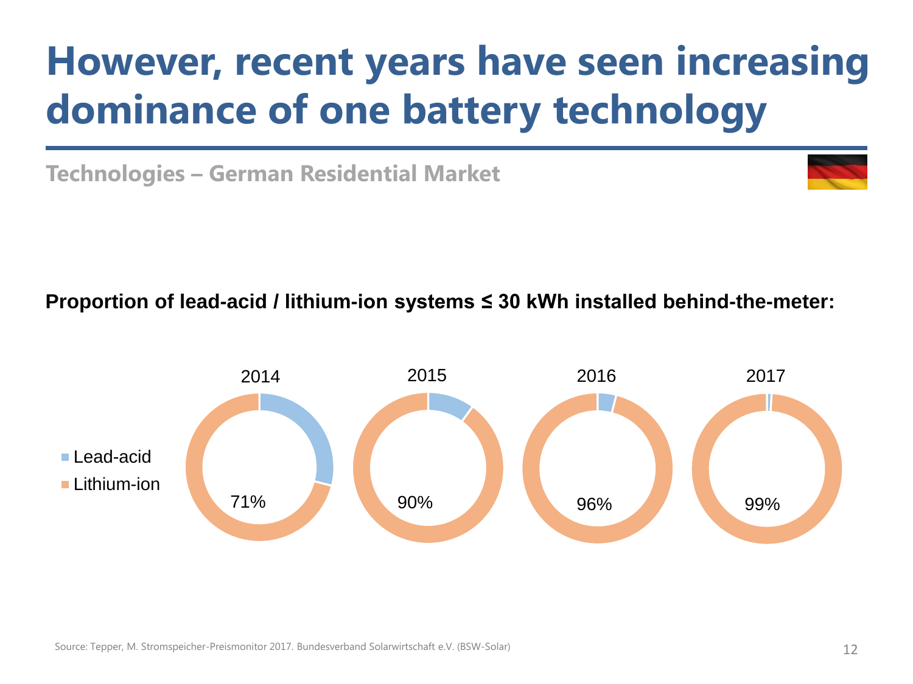# However, recent years have seen increasing dominance of one battery technology

## Technologies – German Residential Market

**Proportion of lead-acid / lithium-ion systems ≤ 30 kWh installed behind-the-meter:**

| Year | Lithium-ion |
|---|---|
| 2014 | 71% |
| 2015 | 90% |
| 2016 | 96% |
| 2017 | 99% |

- Lead-acid
- Lithium-ion

Source: Tepper, M. Stromspeicher-Preismonitor 2017. Bundesverband Solarwirtschaft e.V. (BSW-Solar)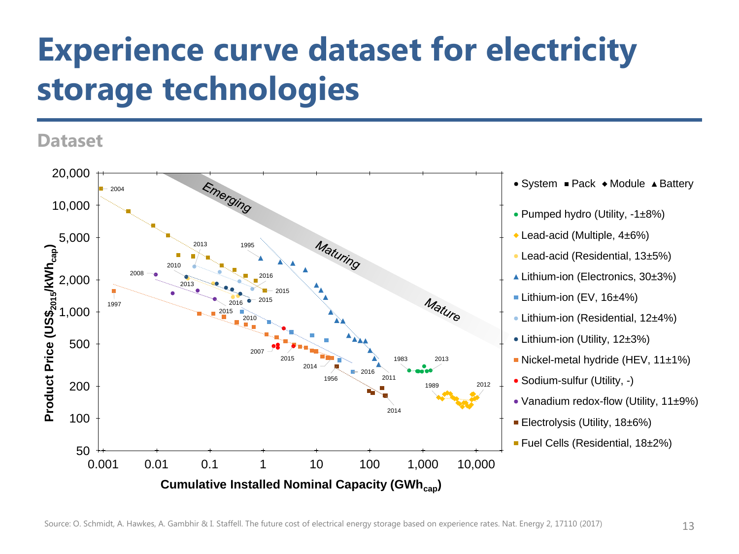# Experience curve dataset for electricity storage technologies

## Dataset

Source: O. Schmidt, A. Hawkes, A. Gambhir & I. Staffell. The future cost of electrical energy storage based on experience rates. Nat. Energy 2, 17110 (2017)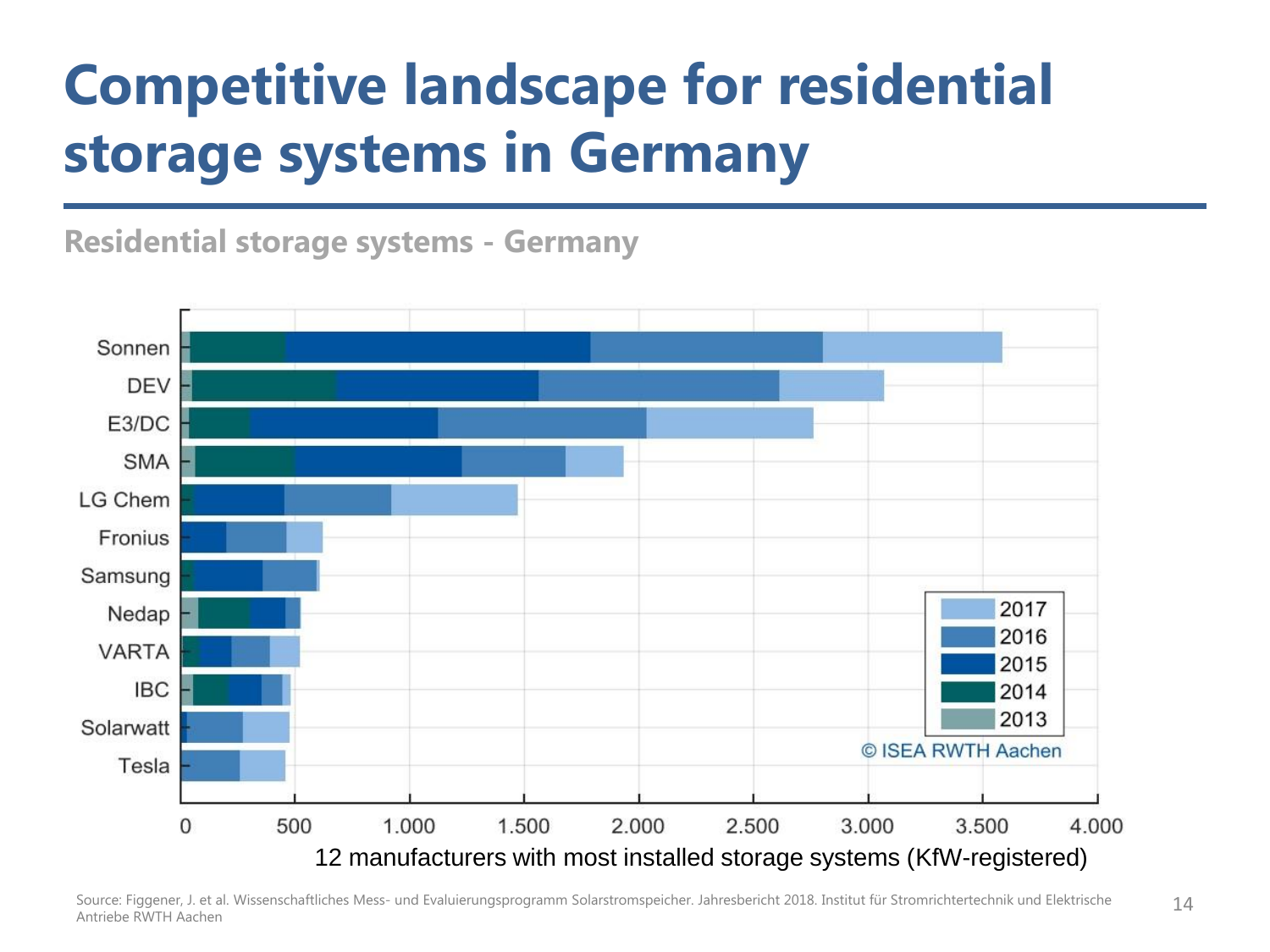# Competitive landscape for residential storage systems in Germany

## Residential storage systems - Germany

12 manufacturers with most installed storage systems (KfW-registered)

Source: Figgener, J. et al. Wissenschaftliches Mess- und Evaluierungsprogramm Solarstromspeicher. Jahresbericht 2018. Institut für Stromrichtertechnik und Elektrische Antriebe RWTH Aachen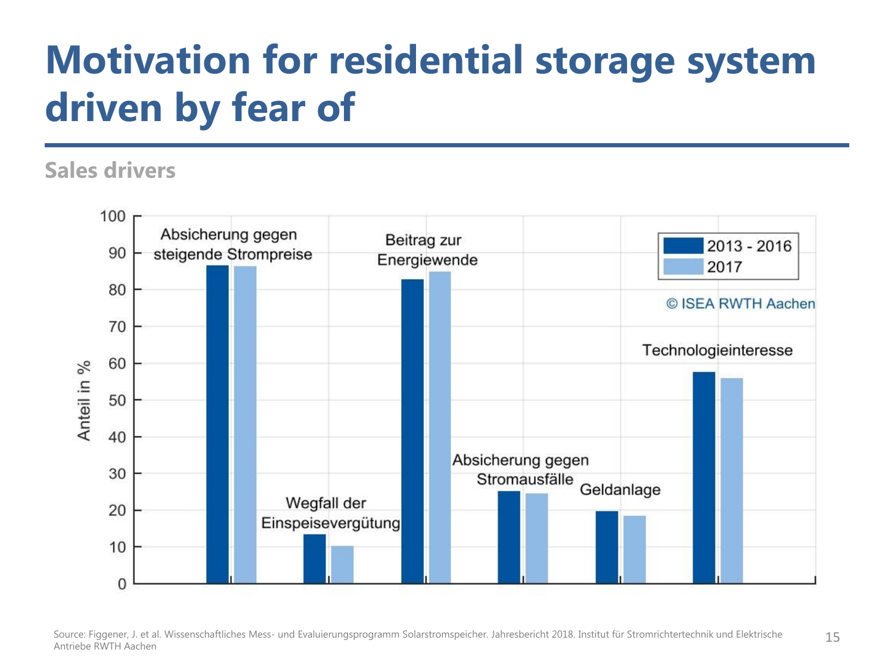# Motivation for residential storage system driven by fear of

## Sales drivers

| Sales driver | 2013 - 2016 (Anteil in %) | 2017 (Anteil in %) |
|---|---|---|
| Absicherung gegen steigende Strompreise | ~87 | ~87 |
| Wegfall der Einspeisevergütung | ~13 | ~10 |
| Beitrag zur Energiewende | ~83 | ~85 |
| Absicherung gegen Stromausfälle | ~25 | ~25 |
| Geldanlage | ~20 | ~18 |
| Technologieinteresse | ~58 | ~56 |

© ISEA RWTH Aachen

Source: Figgener, J. et al. Wissenschaftliches Mess- und Evaluierungsprogramm Solarstromspeicher. Jahresbericht 2018. Institut für Stromrichtertechnik und Elektrische Antriebe RWTH Aachen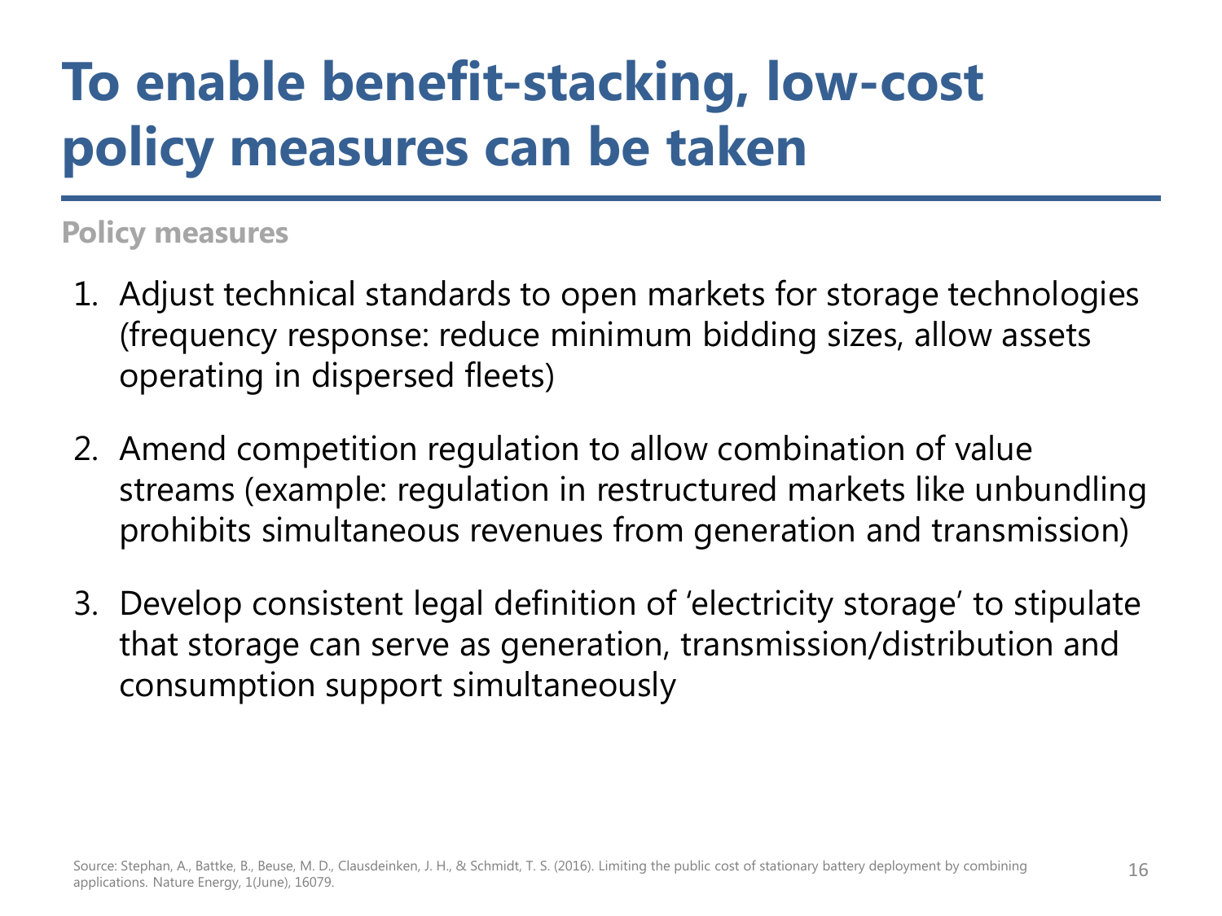# To enable benefit-stacking, low-cost policy measures can be taken

**Policy measures**

1. Adjust technical standards to open markets for storage technologies (frequency response: reduce minimum bidding sizes, allow assets operating in dispersed fleets)
2. Amend competition regulation to allow combination of value streams (example: regulation in restructured markets like unbundling prohibits simultaneous revenues from generation and transmission)
3. Develop consistent legal definition of 'electricity storage' to stipulate that storage can serve as generation, transmission/distribution and consumption support simultaneously

Source: Stephan, A., Battke, B., Beuse, M. D., Clausdeinken, J. H., & Schmidt, T. S. (2016). Limiting the public cost of stationary battery deployment by combining applications. Nature Energy, 1(June), 16079.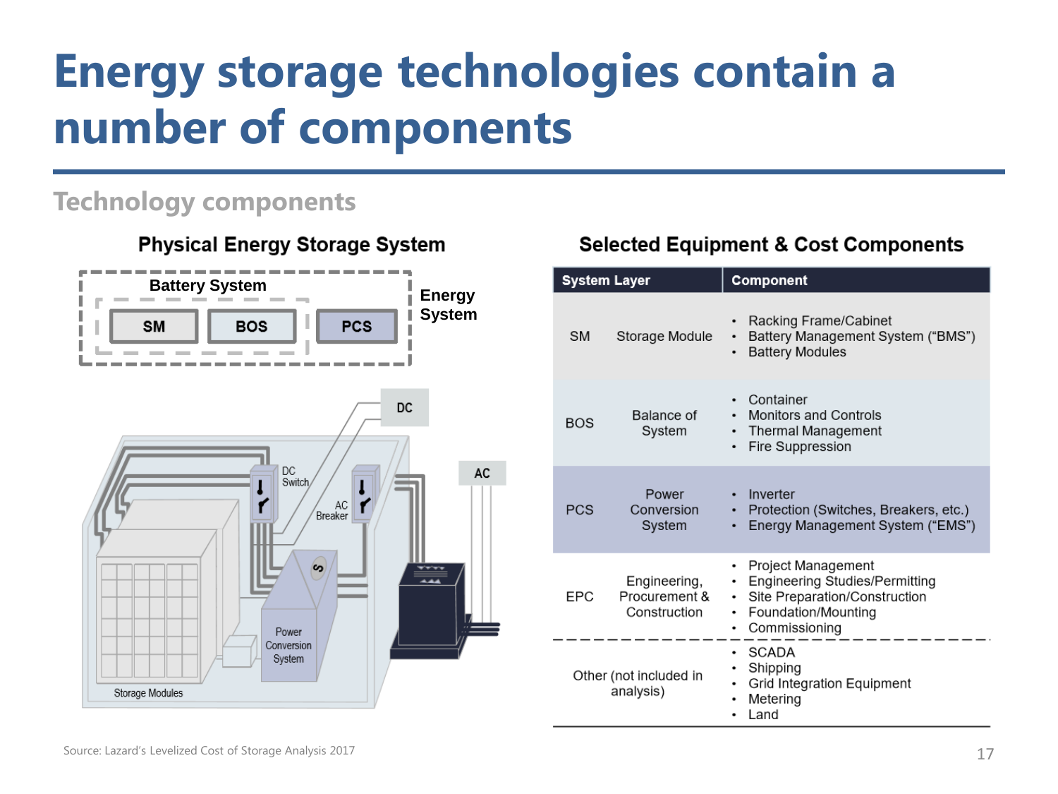# Energy storage technologies contain a number of components

## Technology components

### Physical Energy Storage System

Battery System

SM

BOS

PCS

Energy System

DC

AC

DC Switch

AC Breaker

Power Conversion System

Storage Modules

### Selected Equipment & Cost Components

| System Layer | | Component |
|---|---|---|
| SM | Storage Module | • Racking Frame/Cabinet<br>• Battery Management System ("BMS")<br>• Battery Modules |
| BOS | Balance of System | • Container<br>• Monitors and Controls<br>• Thermal Management<br>• Fire Suppression |
| PCS | Power Conversion System | • Inverter<br>• Protection (Switches, Breakers, etc.)<br>• Energy Management System ("EMS") |
| EPC | Engineering, Procurement & Construction | • Project Management<br>• Engineering Studies/Permitting<br>• Site Preparation/Construction<br>• Foundation/Mounting<br>• Commissioning |
| Other (not included in analysis) | | • SCADA<br>• Shipping<br>• Grid Integration Equipment<br>• Metering<br>• Land |

Source: Lazard's Levelized Cost of Storage Analysis 2017